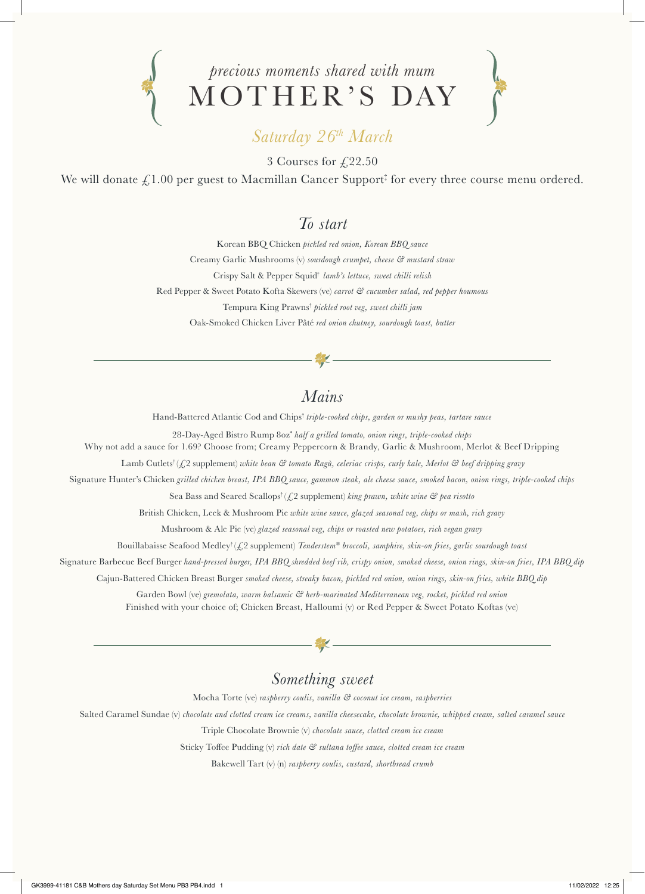*precious moments shared with mum*

# MOTHER'S DAY

*Saturday 26th March*

3 Courses for £22.50

We will donate £1.00 per guest to Macmillan Cancer Support‡ for every three course menu ordered.

## *To start*

Korean BBQ Chicken *pickled red onion, Korean BBQ sauce*

Creamy Garlic Mushrooms (v) *sourdough crumpet, cheese & mustard straw*

Crispy Salt & Pepper Squid† *lamb's lettuce, sweet chilli relish*

Red Pepper & Sweet Potato Kofta Skewers (ve) *carrot & cucumber salad, red pepper houmous*

Tempura King Prawns† *pickled root veg, sweet chilli jam*

Oak-Smoked Chicken Liver Pâté *red onion chutney, sourdough toast, butter*

## *Mains*

Hand-Battered Atlantic Cod and Chips† *triple-cooked chips, garden or mushy peas, tartare sauce*

28-Day-Aged Bistro Rump 8oz* *half a grilled tomato, onion rings, triple-cooked chips*
Why not add a sauce for 1.69? Choose from; Creamy Peppercorn & Brandy, Garlic & Mushroom, Merlot & Beef Dripping

Lamb Cutlets† (£2 supplement) *white bean & tomato Ragù, celeriac crisps, curly kale, Merlot & beef dripping gravy*

Signature Hunter's Chicken *grilled chicken breast, IPA BBQ sauce, gammon steak, ale cheese sauce, smoked bacon, onion rings, triple-cooked chips*

Sea Bass and Seared Scallops† (£2 supplement) *king prawn, white wine & pea risotto*

British Chicken, Leek & Mushroom Pie *white wine sauce, glazed seasonal veg, chips or mash, rich gravy*

Mushroom & Ale Pie (ve) *glazed seasonal veg, chips or roasted new potatoes, rich vegan gravy*

Bouillabaisse Seafood Medley† (£2 supplement) *Tenderstem® broccoli, samphire, skin-on fries, garlic sourdough toast*

Signature Barbecue Beef Burger *hand-pressed burger, IPA BBQ shredded beef rib, crispy onion, smoked cheese, onion rings, skin-on fries, IPA BBQ dip*

Cajun-Battered Chicken Breast Burger *smoked cheese, streaky bacon, pickled red onion, onion rings, skin-on fries, white BBQ dip*

Garden Bowl (ve) *gremolata, warm balsamic & herb-marinated Mediterranean veg, rocket, pickled red onion*
Finished with your choice of; Chicken Breast, Halloumi (v) or Red Pepper & Sweet Potato Koftas (ve)

## *Something sweet*

Mocha Torte (ve) *raspberry coulis, vanilla & coconut ice cream, raspberries*

Salted Caramel Sundae (v) *chocolate and clotted cream ice creams, vanilla cheesecake, chocolate brownie, whipped cream, salted caramel sauce*

Triple Chocolate Brownie (v) *chocolate sauce, clotted cream ice cream*

Sticky Toffee Pudding (v) *rich date & sultana toffee sauce, clotted cream ice cream*

Bakewell Tart (v) (n) *raspberry coulis, custard, shortbread crumb*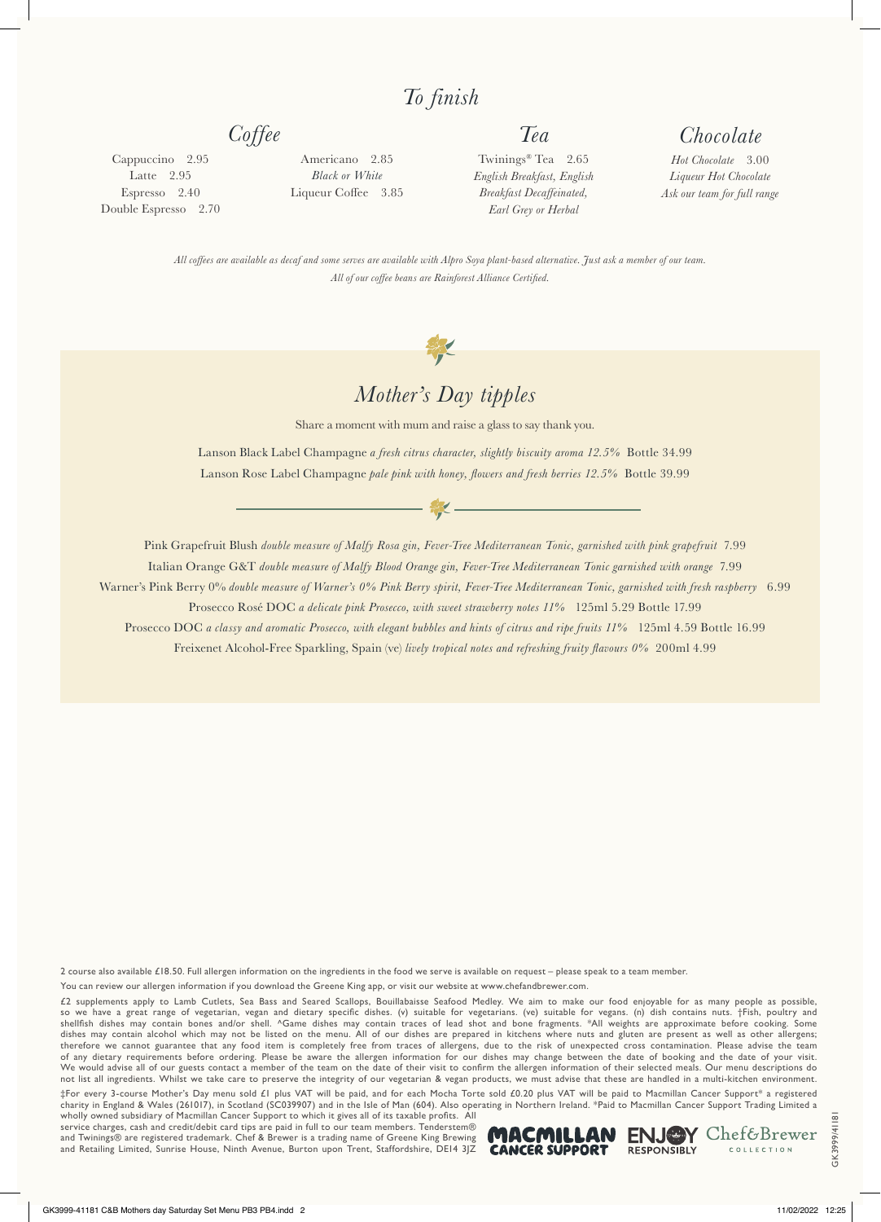# *To finish*

## *Coffee*

Cappuccino 2.95
Latte 2.95
Espresso 2.40
Double Espresso 2.70

Americano 2.85
*Black or White*
Liqueur Coffee 3.85

## *Tea*

Twinings® Tea 2.65
*English Breakfast, English Breakfast Decaffeinated, Earl Grey or Herbal*

## *Chocolate*

*Hot Chocolate* 3.00
*Liqueur Hot Chocolate*
*Ask our team for full range*

*All coffees are available as decaf and some serves are available with Alpro Soya plant-based alternative. Just ask a member of our team.*
*All of our coffee beans are Rainforest Alliance Certified.*

## *Mother's Day tipples*

Share a moment with mum and raise a glass to say thank you.

Lanson Black Label Champagne *a fresh citrus character, slightly biscuity aroma 12.5%* Bottle 34.99

Lanson Rose Label Champagne *pale pink with honey, flowers and fresh berries 12.5%* Bottle 39.99

---

Pink Grapefruit Blush *double measure of Malfy Rosa gin, Fever-Tree Mediterranean Tonic, garnished with pink grapefruit* 7.99

Italian Orange G&T *double measure of Malfy Blood Orange gin, Fever-Tree Mediterranean Tonic garnished with orange* 7.99

Warner's Pink Berry 0% *double measure of Warner's 0% Pink Berry spirit, Fever-Tree Mediterranean Tonic, garnished with fresh raspberry* 6.99

Prosecco Rosé DOC *a delicate pink Prosecco, with sweet strawberry notes 11%* 125ml 5.29 Bottle 17.99

Prosecco DOC *a classy and aromatic Prosecco, with elegant bubbles and hints of citrus and ripe fruits 11%* 125ml 4.59 Bottle 16.99

Freixenet Alcohol-Free Sparkling, Spain (ve) *lively tropical notes and refreshing fruity flavours 0%* 200ml 4.99

2 course also available £18.50. Full allergen information on the ingredients in the food we serve is available on request – please speak to a team member.

You can review our allergen information if you download the Greene King app, or visit our website at www.chefandbrewer.com.

£2 supplements apply to Lamb Cutlets, Sea Bass and Seared Scallops, Bouillabaisse Seafood Medley. We aim to make our food enjoyable for as many people as possible, so we have a great range of vegetarian, vegan and dietary specific dishes. (v) suitable for vegetarians. (ve) suitable for vegans. (n) dish contains nuts. †Fish, poultry and shellfish dishes may contain bones and/or shell. ^Game dishes may contain traces of lead shot and bone fragments. *All weights are approximate before cooking. Some dishes may contain alcohol which may not be listed on the menu. All of our dishes are prepared in kitchens where nuts and gluten are present as well as other allergens; therefore we cannot guarantee that any food item is completely free from traces of allergens, due to the risk of unexpected cross contamination. Please advise the team of any dietary requirements before ordering. Please be aware the allergen information for our dishes may change between the date of booking and the date of your visit. We would advise all of our guests contact a member of the team on the date of their visit to confirm the allergen information of their selected meals. Our menu descriptions do not list all ingredients. Whilst we take care to preserve the integrity of our vegetarian & vegan products, we must advise that these are handled in a multi-kitchen environment.

‡For every 3-course Mother's Day menu sold £1 plus VAT will be paid, and for each Mocha Torte sold £0.20 plus VAT will be paid to Macmillan Cancer Support* a registered charity in England & Wales (261017), in Scotland (SC039907) and in the Isle of Man (604). Also operating in Northern Ireland. *Paid to Macmillan Cancer Support Trading Limited a wholly owned subsidiary of Macmillan Cancer Support to which it gives all of its taxable profits. All service charges, cash and credit/debit card tips are paid in full to our team members. Tenderstem® and Twinings® are registered trademark. Chef & Brewer is a trading name of Greene King Brewing and Retailing Limited, Sunrise House, Ninth Avenue, Burton upon Trent, Staffordshire, DE14 3JZ

MACMILLAN CANCER SUPPORT
ENJOY RESPONSIBLY
Chef&Brewer COLLECTION

GK3999/41181